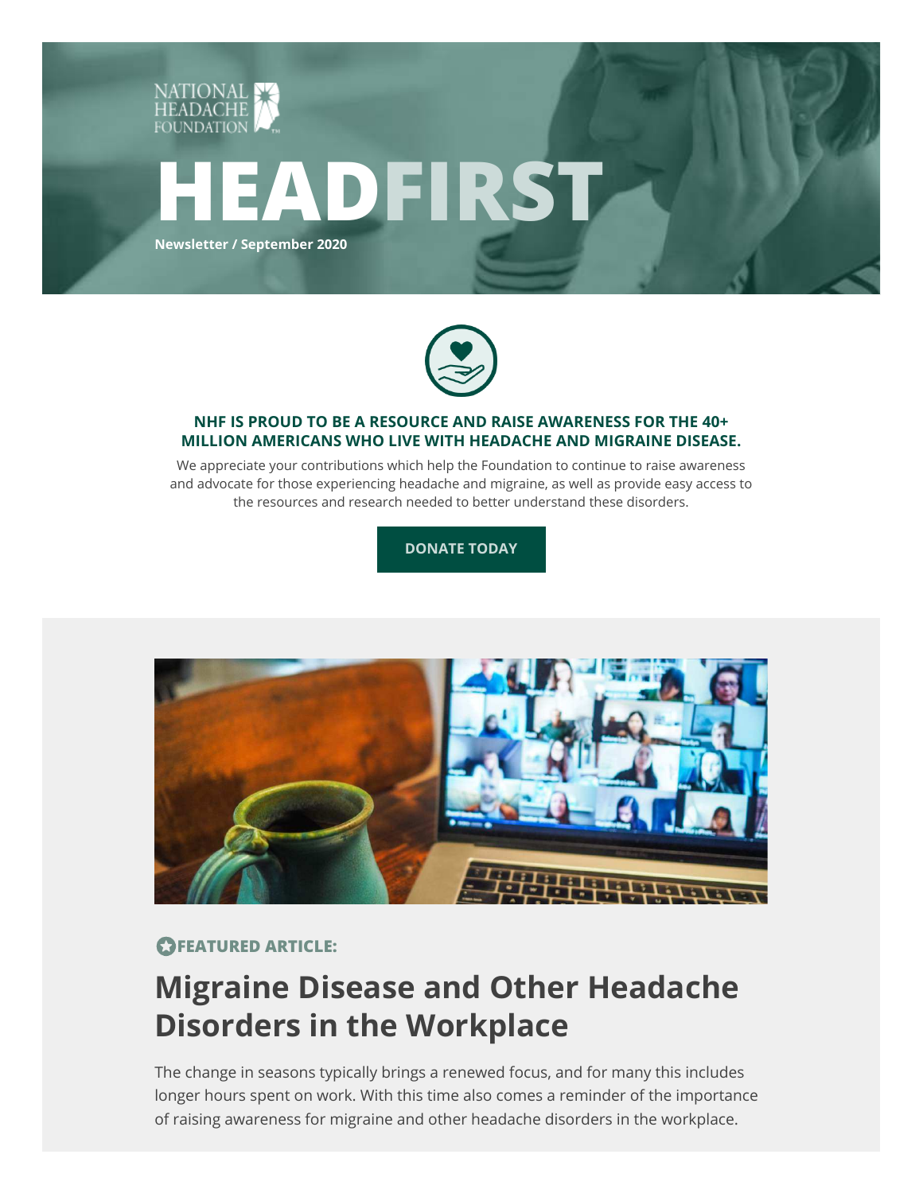NATIONAL HEADACHE FOUNDATION

# HEADFIRST

**Newsletter / September 2020**

**NHF IS PROUD TO BE A RESOURCE AND RAISE AWARENESS FOR THE 40+ MILLION AMERICANS WHO LIVE WITH HEADACHE AND MIGRAINE DISEASE.**

We appreciate your contributions which help the Foundation to continue to raise awareness and advocate for those experiencing headache and migraine, as well as provide easy access to the resources and research needed to better understand these disorders.

**DONATE TODAY**

**FEATURED ARTICLE:**

## Migraine Disease and Other Headache Disorders in the Workplace

The change in seasons typically brings a renewed focus, and for many this includes longer hours spent on work. With this time also comes a reminder of the importance of raising awareness for migraine and other headache disorders in the workplace.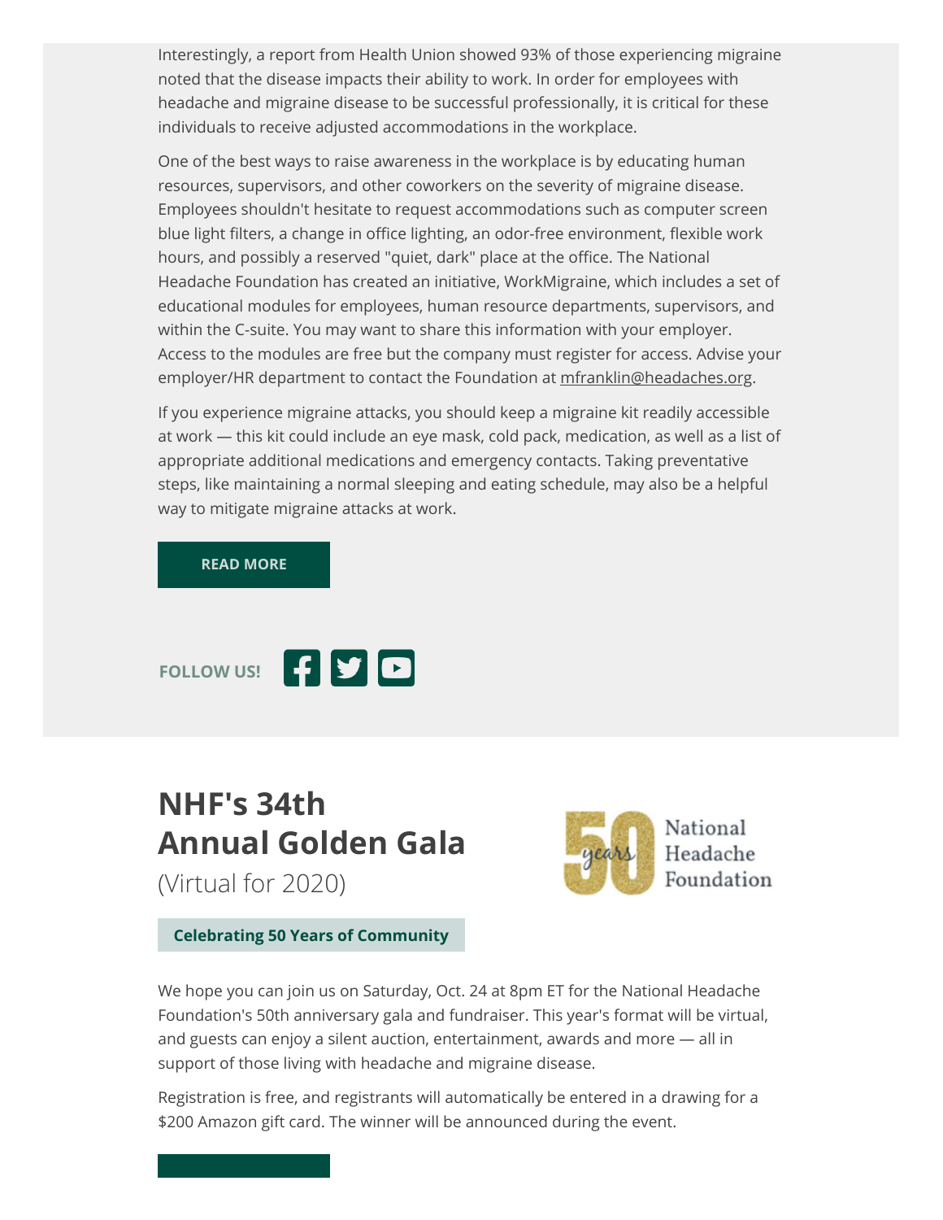Interestingly, a report from Health Union showed 93% of those experiencing migraine noted that the disease impacts their ability to work. In order for employees with headache and migraine disease to be successful professionally, it is critical for these individuals to receive adjusted accommodations in the workplace.

One of the best ways to raise awareness in the workplace is by educating human resources, supervisors, and other coworkers on the severity of migraine disease. Employees shouldn't hesitate to request accommodations such as computer screen blue light filters, a change in office lighting, an odor-free environment, flexible work hours, and possibly a reserved "quiet, dark" place at the office. The National Headache Foundation has created an initiative, WorkMigraine, which includes a set of educational modules for employees, human resource departments, supervisors, and within the C-suite. You may want to share this information with your employer. Access to the modules are free but the company must register for access. Advise your employer/HR department to contact the Foundation at mfranklin@headaches.org.

If you experience migraine attacks, you should keep a migraine kit readily accessible at work — this kit could include an eye mask, cold pack, medication, as well as a list of appropriate additional medications and emergency contacts. Taking preventative steps, like maintaining a normal sleeping and eating schedule, may also be a helpful way to mitigate migraine attacks at work.

**READ MORE**

**FOLLOW US!**

## NHF's 34th Annual Golden Gala

(Virtual for 2020)

50 years National Headache Foundation

**Celebrating 50 Years of Community**

We hope you can join us on Saturday, Oct. 24 at 8pm ET for the National Headache Foundation's 50th anniversary gala and fundraiser. This year's format will be virtual, and guests can enjoy a silent auction, entertainment, awards and more — all in support of those living with headache and migraine disease.

Registration is free, and registrants will automatically be entered in a drawing for a $200 Amazon gift card. The winner will be announced during the event.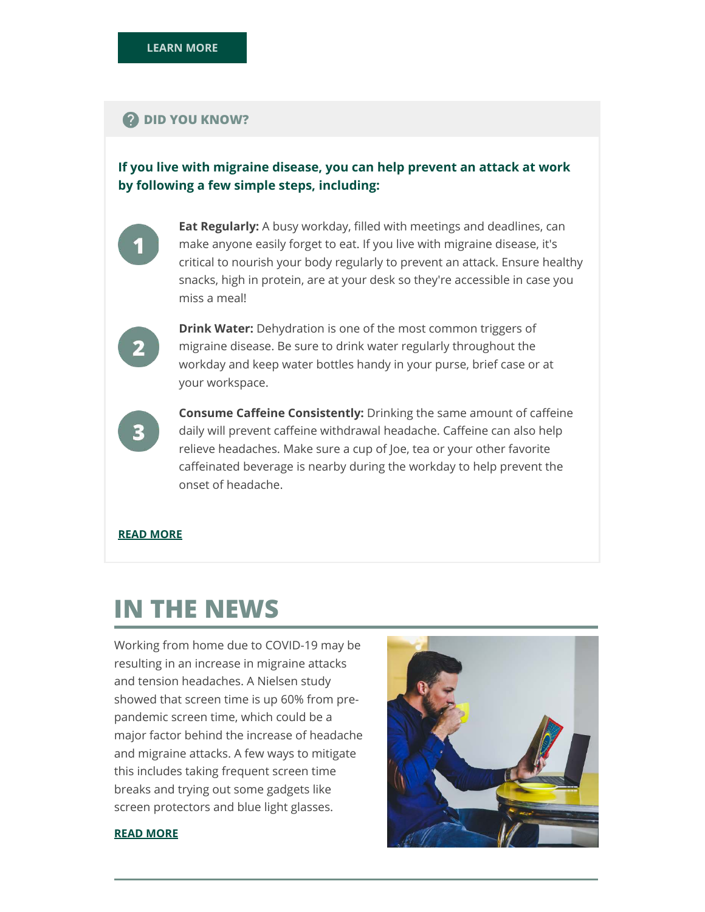LEARN MORE

## DID YOU KNOW?

**If you live with migraine disease, you can help prevent an attack at work by following a few simple steps, including:**

1. **Eat Regularly:** A busy workday, filled with meetings and deadlines, can make anyone easily forget to eat. If you live with migraine disease, it's critical to nourish your body regularly to prevent an attack. Ensure healthy snacks, high in protein, are at your desk so they're accessible in case you miss a meal!

2. **Drink Water:** Dehydration is one of the most common triggers of migraine disease. Be sure to drink water regularly throughout the workday and keep water bottles handy in your purse, brief case or at your workspace.

3. **Consume Caffeine Consistently:** Drinking the same amount of caffeine daily will prevent caffeine withdrawal headache. Caffeine can also help relieve headaches. Make sure a cup of Joe, tea or your other favorite caffeinated beverage is nearby during the workday to help prevent the onset of headache.

**READ MORE**

# IN THE NEWS

Working from home due to COVID-19 may be resulting in an increase in migraine attacks and tension headaches. A Nielsen study showed that screen time is up 60% from pre-pandemic screen time, which could be a major factor behind the increase of headache and migraine attacks. A few ways to mitigate this includes taking frequent screen time breaks and trying out some gadgets like screen protectors and blue light glasses.

**READ MORE**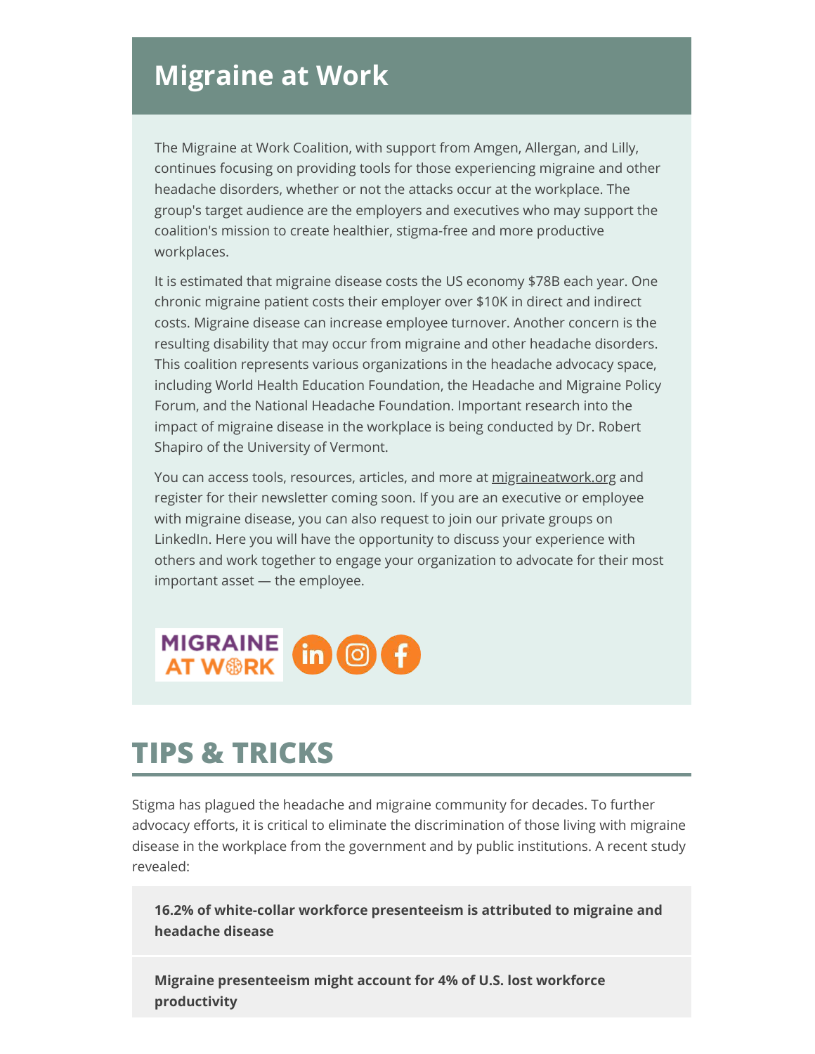## Migraine at Work

The Migraine at Work Coalition, with support from Amgen, Allergan, and Lilly, continues focusing on providing tools for those experiencing migraine and other headache disorders, whether or not the attacks occur at the workplace. The group's target audience are the employers and executives who may support the coalition's mission to create healthier, stigma-free and more productive workplaces.

It is estimated that migraine disease costs the US economy $78B each year. One chronic migraine patient costs their employer over $10K in direct and indirect costs. Migraine disease can increase employee turnover. Another concern is the resulting disability that may occur from migraine and other headache disorders. This coalition represents various organizations in the headache advocacy space, including World Health Education Foundation, the Headache and Migraine Policy Forum, and the National Headache Foundation. Important research into the impact of migraine disease in the workplace is being conducted by Dr. Robert Shapiro of the University of Vermont.

You can access tools, resources, articles, and more at migraineatwork.org and register for their newsletter coming soon. If you are an executive or employee with migraine disease, you can also request to join our private groups on LinkedIn. Here you will have the opportunity to discuss your experience with others and work together to engage your organization to advocate for their most important asset — the employee.

MIGRAINE AT WORK

# TIPS & TRICKS

Stigma has plagued the headache and migraine community for decades. To further advocacy efforts, it is critical to eliminate the discrimination of those living with migraine disease in the workplace from the government and by public institutions. A recent study revealed:

**16.2% of white-collar workforce presenteeism is attributed to migraine and headache disease**

**Migraine presenteeism might account for 4% of U.S. lost workforce productivity**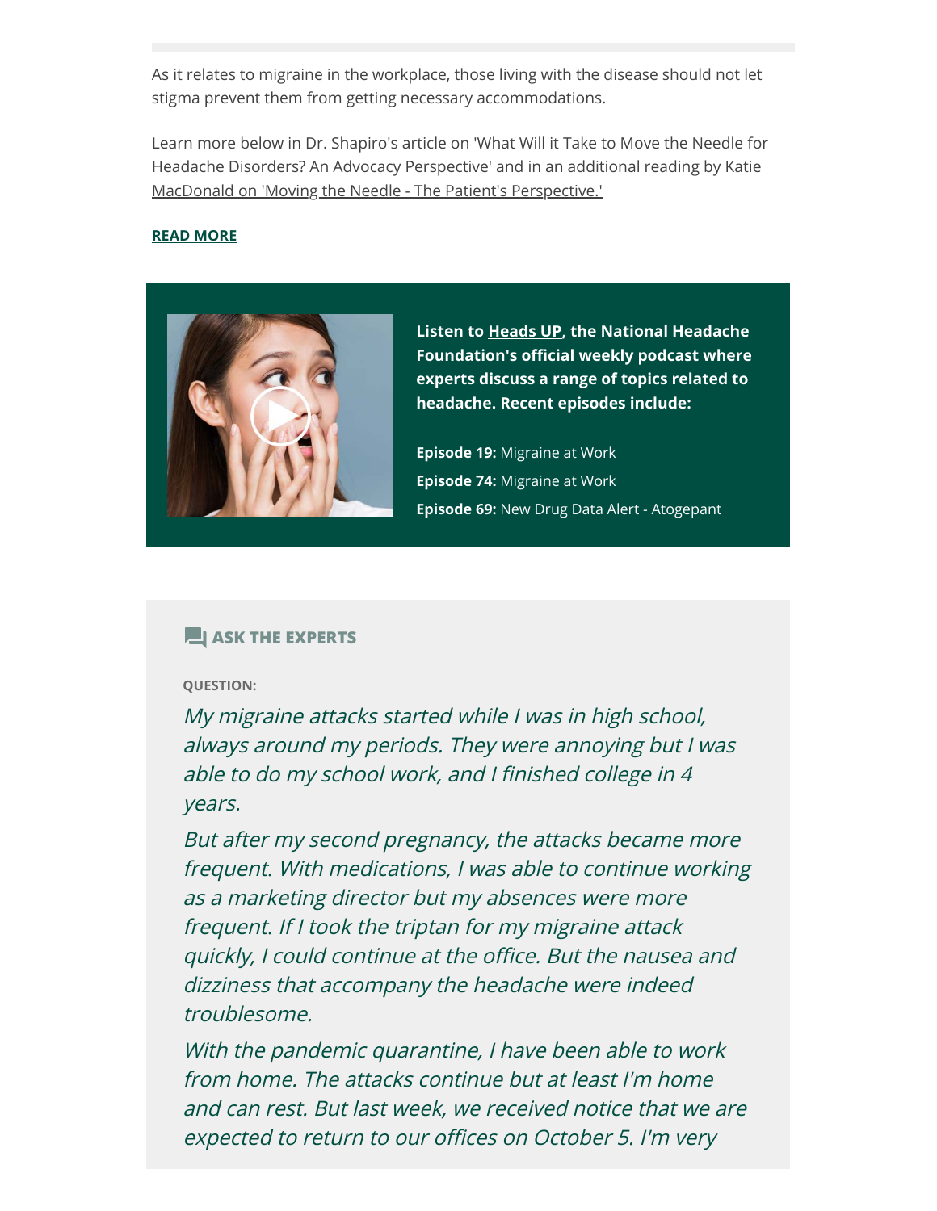As it relates to migraine in the workplace, those living with the disease should not let stigma prevent them from getting necessary accommodations.

Learn more below in Dr. Shapiro's article on 'What Will it Take to Move the Needle for Headache Disorders? An Advocacy Perspective' and in an additional reading by Katie MacDonald on 'Moving the Needle - The Patient's Perspective.'

**READ MORE**

**Listen to Heads UP, the National Headache Foundation's official weekly podcast where experts discuss a range of topics related to headache. Recent episodes include:**

**Episode 19:** Migraine at Work
**Episode 74:** Migraine at Work
**Episode 69:** New Drug Data Alert - Atogepant

## ASK THE EXPERTS

**QUESTION:**

*My migraine attacks started while I was in high school, always around my periods. They were annoying but I was able to do my school work, and I finished college in 4 years.*

*But after my second pregnancy, the attacks became more frequent. With medications, I was able to continue working as a marketing director but my absences were more frequent. If I took the triptan for my migraine attack quickly, I could continue at the office. But the nausea and dizziness that accompany the headache were indeed troublesome.*

*With the pandemic quarantine, I have been able to work from home. The attacks continue but at least I'm home and can rest. But last week, we received notice that we are expected to return to our offices on October 5. I'm very*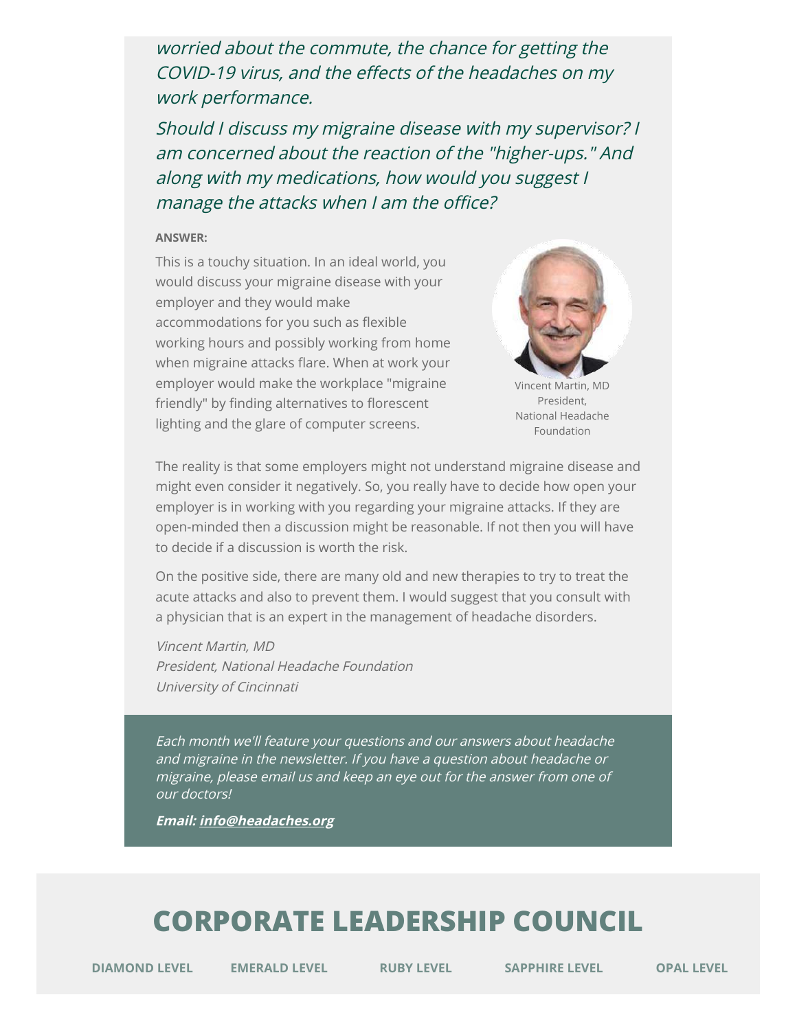*worried about the commute, the chance for getting the COVID-19 virus, and the effects of the headaches on my work performance.*

*Should I discuss my migraine disease with my supervisor? I am concerned about the reaction of the "higher-ups." And along with my medications, how would you suggest I manage the attacks when I am the office?*

**ANSWER:**

This is a touchy situation. In an ideal world, you would discuss your migraine disease with your employer and they would make accommodations for you such as flexible working hours and possibly working from home when migraine attacks flare. When at work your employer would make the workplace "migraine friendly" by finding alternatives to florescent lighting and the glare of computer screens.

Vincent Martin, MD
President,
National Headache Foundation

The reality is that some employers might not understand migraine disease and might even consider it negatively. So, you really have to decide how open your employer is in working with you regarding your migraine attacks. If they are open-minded then a discussion might be reasonable. If not then you will have to decide if a discussion is worth the risk.

On the positive side, there are many old and new therapies to try to treat the acute attacks and also to prevent them. I would suggest that you consult with a physician that is an expert in the management of headache disorders.

*Vincent Martin, MD*
*President, National Headache Foundation*
*University of Cincinnati*

*Each month we'll feature your questions and our answers about headache and migraine in the newsletter. If you have a question about headache or migraine, please email us and keep an eye out for the answer from one of our doctors!*

***Email: info@headaches.org***

## CORPORATE LEADERSHIP COUNCIL

**DIAMOND LEVEL** **EMERALD LEVEL** **RUBY LEVEL** **SAPPHIRE LEVEL** **OPAL LEVEL**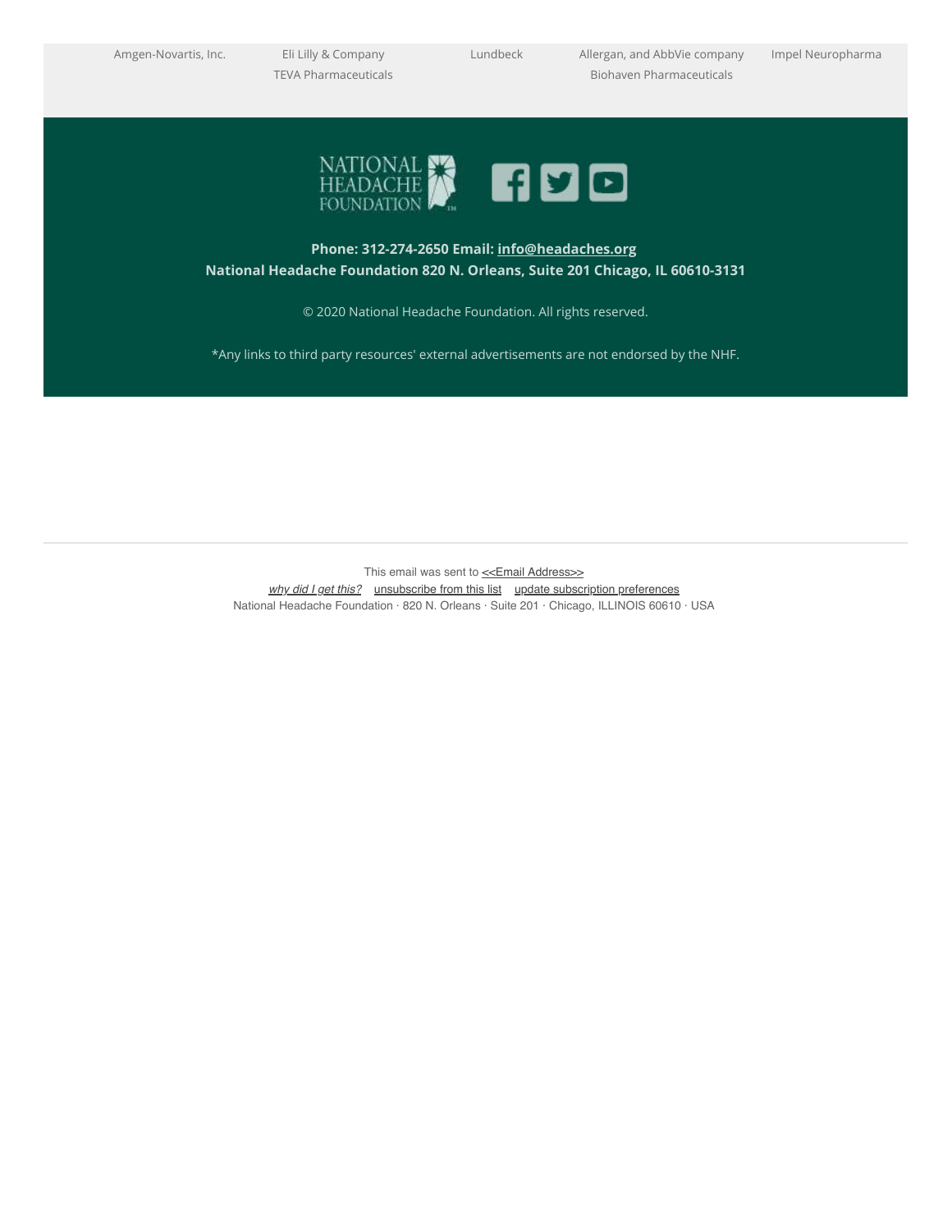Amgen-Novartis, Inc.

Eli Lilly & Company
TEVA Pharmaceuticals

Lundbeck

Allergan, and AbbVie company
Biohaven Pharmaceuticals

Impel Neuropharma

NATIONAL HEADACHE FOUNDATION

**Phone: 312-274-2650 Email: info@headaches.org**
**National Headache Foundation 820 N. Orleans, Suite 201 Chicago, IL 60610-3131**

© 2020 National Headache Foundation. All rights reserved.

*Any links to third party resources' external advertisements are not endorsed by the NHF.

This email was sent to <<Email Address>>
*why did I get this?* unsubscribe from this list update subscription preferences
National Headache Foundation · 820 N. Orleans · Suite 201 · Chicago, ILLINOIS 60610 · USA